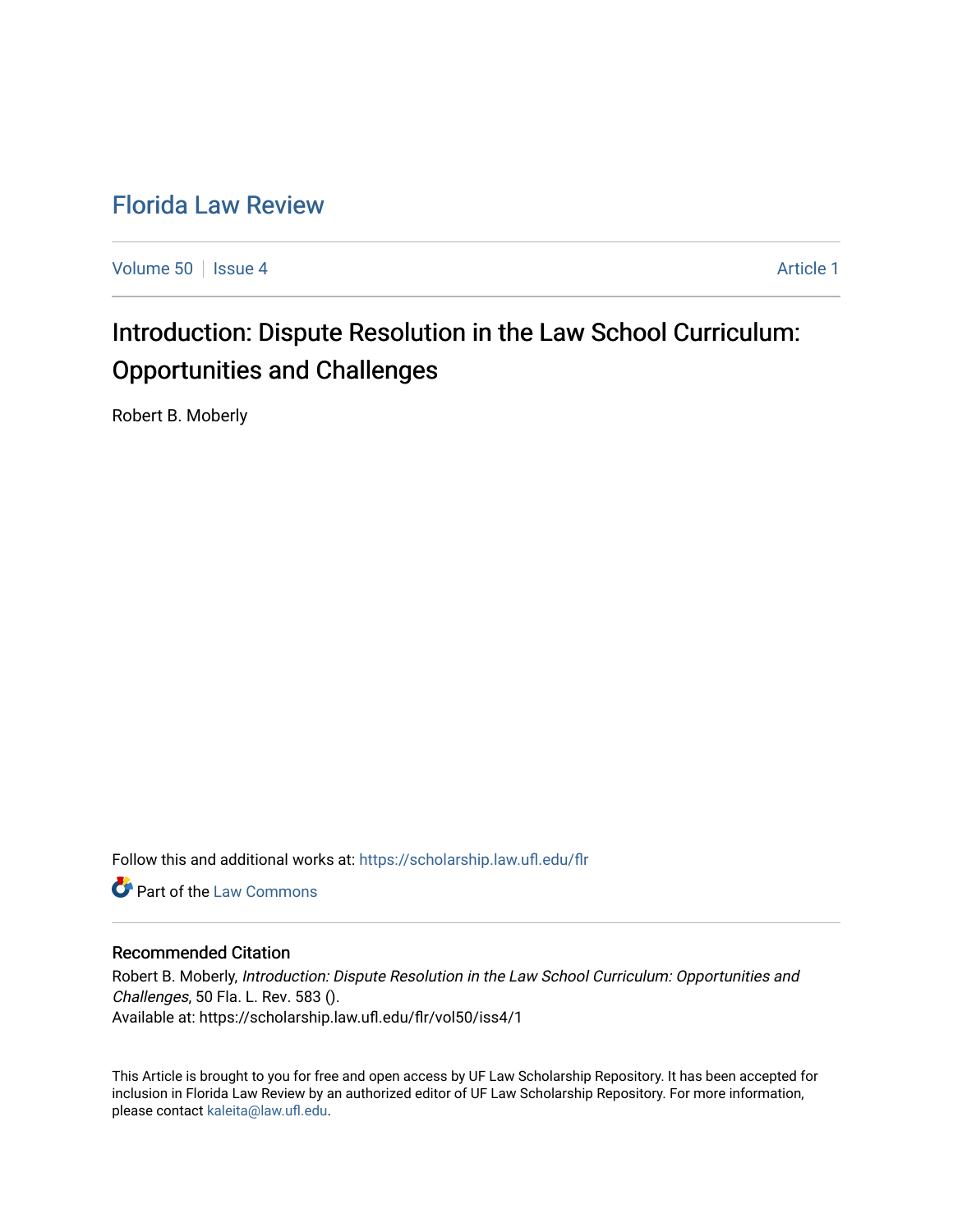# Florida Law Review

Volume 50 | Issue 4 Article 1

## Introduction: Dispute Resolution in the Law School Curriculum: Opportunities and Challenges

Robert B. Moberly

Follow this and additional works at: https://scholarship.law.ufl.edu/flr

Part of the Law Commons

### Recommended Citation

Robert B. Moberly, *Introduction: Dispute Resolution in the Law School Curriculum: Opportunities and Challenges*, 50 Fla. L. Rev. 583 ().
Available at: https://scholarship.law.ufl.edu/flr/vol50/iss4/1

This Article is brought to you for free and open access by UF Law Scholarship Repository. It has been accepted for inclusion in Florida Law Review by an authorized editor of UF Law Scholarship Repository. For more information, please contact kaleita@law.ufl.edu.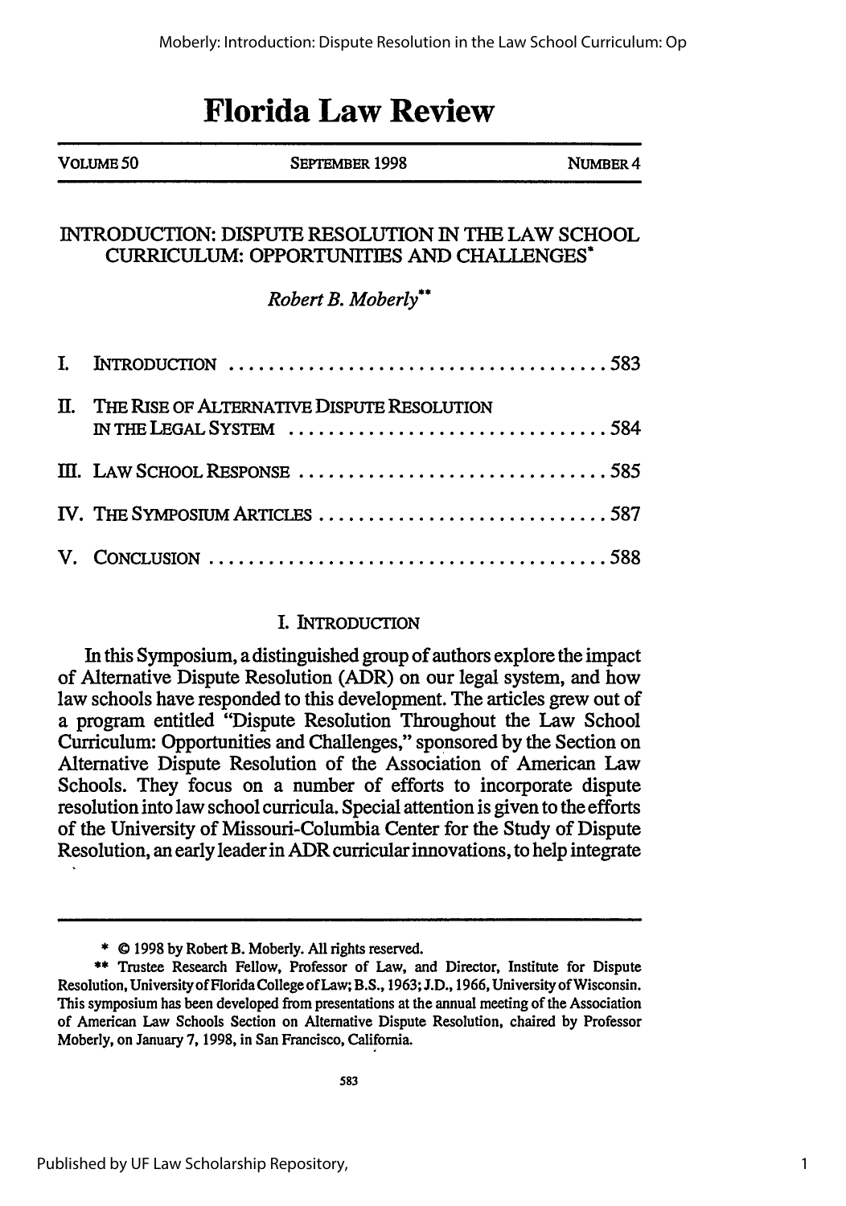# Florida Law Review

VOLUME 50 | SEPTEMBER 1998 | NUMBER 4

## INTRODUCTION: DISPUTE RESOLUTION IN THE LAW SCHOOL CURRICULUM: OPPORTUNITIES AND CHALLENGES*

*Robert B. Moberly***

I. INTRODUCTION ..................................... 583

II. THE RISE OF ALTERNATIVE DISPUTE RESOLUTION IN THE LEGAL SYSTEM ................................ 584

III. LAW SCHOOL RESPONSE ................................ 585

IV. THE SYMPOSIUM ARTICLES .............................. 587

V. CONCLUSION ........................................ 588

### I. INTRODUCTION

In this Symposium, a distinguished group of authors explore the impact of Alternative Dispute Resolution (ADR) on our legal system, and how law schools have responded to this development. The articles grew out of a program entitled "Dispute Resolution Throughout the Law School Curriculum: Opportunities and Challenges," sponsored by the Section on Alternative Dispute Resolution of the Association of American Law Schools. They focus on a number of efforts to incorporate dispute resolution into law school curricula. Special attention is given to the efforts of the University of Missouri-Columbia Center for the Study of Dispute Resolution, an early leader in ADR curricular innovations, to help integrate

---

\* © 1998 by Robert B. Moberly. All rights reserved.

\*\* Trustee Research Fellow, Professor of Law, and Director, Institute for Dispute Resolution, University of Florida College of Law; B.S., 1963; J.D., 1966, University of Wisconsin. This symposium has been developed from presentations at the annual meeting of the Association of American Law Schools Section on Alternative Dispute Resolution, chaired by Professor Moberly, on January 7, 1998, in San Francisco, California.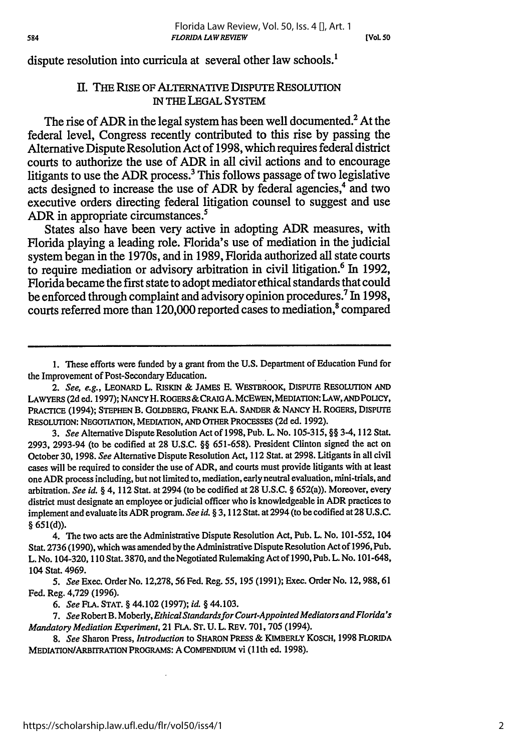dispute resolution into curricula at several other law schools.[1]

## II. THE RISE OF ALTERNATIVE DISPUTE RESOLUTION IN THE LEGAL SYSTEM

The rise of ADR in the legal system has been well documented.[2] At the federal level, Congress recently contributed to this rise by passing the Alternative Dispute Resolution Act of 1998, which requires federal district courts to authorize the use of ADR in all civil actions and to encourage litigants to use the ADR process.[3] This follows passage of two legislative acts designed to increase the use of ADR by federal agencies,[4] and two executive orders directing federal litigation counsel to suggest and use ADR in appropriate circumstances.[5]

States also have been very active in adopting ADR measures, with Florida playing a leading role. Florida's use of mediation in the judicial system began in the 1970s, and in 1989, Florida authorized all state courts to require mediation or advisory arbitration in civil litigation.[6] In 1992, Florida became the first state to adopt mediator ethical standards that could be enforced through complaint and advisory opinion procedures.[7] In 1998, courts referred more than 120,000 reported cases to mediation,[8] compared

---

1. These efforts were funded by a grant from the U.S. Department of Education Fund for the Improvement of Post-Secondary Education.

2. *See, e.g.*, LEONARD L. RISKIN & JAMES E. WESTBROOK, DISPUTE RESOLUTION AND LAWYERS (2d ed. 1997); NANCY H. ROGERS & CRAIG A. MCEWEN, MEDIATION: LAW, AND POLICY, PRACTICE (1994); STEPHEN B. GOLDBERG, FRANK E.A. SANDER & NANCY H. ROGERS, DISPUTE RESOLUTION: NEGOTIATION, MEDIATION, AND OTHER PROCESSES (2d ed. 1992).

3. *See* Alternative Dispute Resolution Act of 1998, Pub. L. No. 105-315, §§ 3-4, 112 Stat. 2993, 2993-94 (to be codified at 28 U.S.C. §§ 651-658). President Clinton signed the act on October 30, 1998. *See* Alternative Dispute Resolution Act, 112 Stat. at 2998. Litigants in all civil cases will be required to consider the use of ADR, and courts must provide litigants with at least one ADR process including, but not limited to, mediation, early neutral evaluation, mini-trials, and arbitration. *See id.* § 4, 112 Stat. at 2994 (to be codified at 28 U.S.C. § 652(a)). Moreover, every district must designate an employee or judicial officer who is knowledgeable in ADR practices to implement and evaluate its ADR program. *See id.* § 3, 112 Stat. at 2994 (to be codified at 28 U.S.C. § 651(d)).

4. The two acts are the Administrative Dispute Resolution Act, Pub. L. No. 101-552, 104 Stat. 2736 (1990), which was amended by the Administrative Dispute Resolution Act of 1996, Pub. L. No. 104-320, 110 Stat. 3870, and the Negotiated Rulemaking Act of 1990, Pub. L. No. 101-648, 104 Stat. 4969.

5. *See* Exec. Order No. 12,278, 56 Fed. Reg. 55, 195 (1991); Exec. Order No. 12, 988, 61 Fed. Reg. 4,729 (1996).

6. *See* FLA. STAT. § 44.102 (1997); *id.* § 44.103.

7. *See* Robert B. Moberly, *Ethical Standards for Court-Appointed Mediators and Florida's Mandatory Mediation Experiment*, 21 FLA. ST. U. L. REV. 701, 705 (1994).

8. *See* Sharon Press, *Introduction* to SHARON PRESS & KIMBERLY KOSCH, 1998 FLORIDA MEDIATION/ARBITRATION PROGRAMS: A COMPENDIUM vi (11th ed. 1998).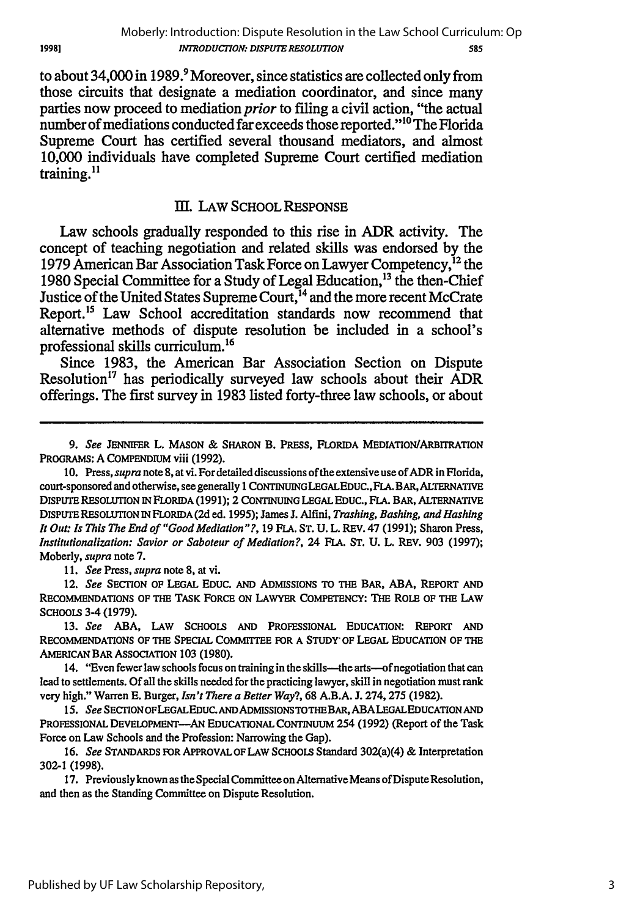to about 34,000 in 1989.[9] Moreover, since statistics are collected only from those circuits that designate a mediation coordinator, and since many parties now proceed to mediation *prior* to filing a civil action, "the actual number of mediations conducted far exceeds those reported."[10] The Florida Supreme Court has certified several thousand mediators, and almost 10,000 individuals have completed Supreme Court certified mediation training.[11]

## III. LAW SCHOOL RESPONSE

Law schools gradually responded to this rise in ADR activity. The concept of teaching negotiation and related skills was endorsed by the 1979 American Bar Association Task Force on Lawyer Competency,[12] the 1980 Special Committee for a Study of Legal Education,[13] the then-Chief Justice of the United States Supreme Court,[14] and the more recent McCrate Report.[15] Law School accreditation standards now recommend that alternative methods of dispute resolution be included in a school's professional skills curriculum.[16]

Since 1983, the American Bar Association Section on Dispute Resolution[17] has periodically surveyed law schools about their ADR offerings. The first survey in 1983 listed forty-three law schools, or about

---

9. *See* JENNIFER L. MASON & SHARON B. PRESS, FLORIDA MEDIATION/ARBITRATION PROGRAMS: A COMPENDIUM viii (1992).

10. Press, *supra* note 8, at vi. For detailed discussions of the extensive use of ADR in Florida, court-sponsored and otherwise, see generally 1 CONTINUING LEGAL EDUC., FLA. BAR, ALTERNATIVE DISPUTE RESOLUTION IN FLORIDA (1991); 2 CONTINUING LEGAL EDUC., FLA. BAR, ALTERNATIVE DISPUTE RESOLUTION IN FLORIDA (2d ed. 1995); James J. Alfini, *Trashing, Bashing, and Hashing It Out: Is This The End of "Good Mediation"?*, 19 FLA. ST. U. L. REV. 47 (1991); Sharon Press, *Institutionalization: Savior or Saboteur of Mediation?*, 24 FLA. ST. U. L. REV. 903 (1997); Moberly, *supra* note 7.

11. *See* Press, *supra* note 8, at vi.

12. *See* SECTION OF LEGAL EDUC. AND ADMISSIONS TO THE BAR, ABA, REPORT AND RECOMMENDATIONS OF THE TASK FORCE ON LAWYER COMPETENCY: THE ROLE OF THE LAW SCHOOLS 3-4 (1979).

13. *See* ABA, LAW SCHOOLS AND PROFESSIONAL EDUCATION: REPORT AND RECOMMENDATIONS OF THE SPECIAL COMMITTEE FOR A STUDY OF LEGAL EDUCATION OF THE AMERICAN BAR ASSOCIATION 103 (1980).

14. "Even fewer law schools focus on training in the skills—the arts—of negotiation that can lead to settlements. Of all the skills needed for the practicing lawyer, skill in negotiation must rank very high." Warren E. Burger, *Isn't There a Better Way?*, 68 A.B.A. J. 274, 275 (1982).

15. *See* SECTION OF LEGAL EDUC. AND ADMISSIONS TO THE BAR, ABA LEGAL EDUCATION AND PROFESSIONAL DEVELOPMENT—AN EDUCATIONAL CONTINUUM 254 (1992) (Report of the Task Force on Law Schools and the Profession: Narrowing the Gap).

16. *See* STANDARDS FOR APPROVAL OF LAW SCHOOLS Standard 302(a)(4) & Interpretation 302-1 (1998).

17. Previously known as the Special Committee on Alternative Means of Dispute Resolution, and then as the Standing Committee on Dispute Resolution.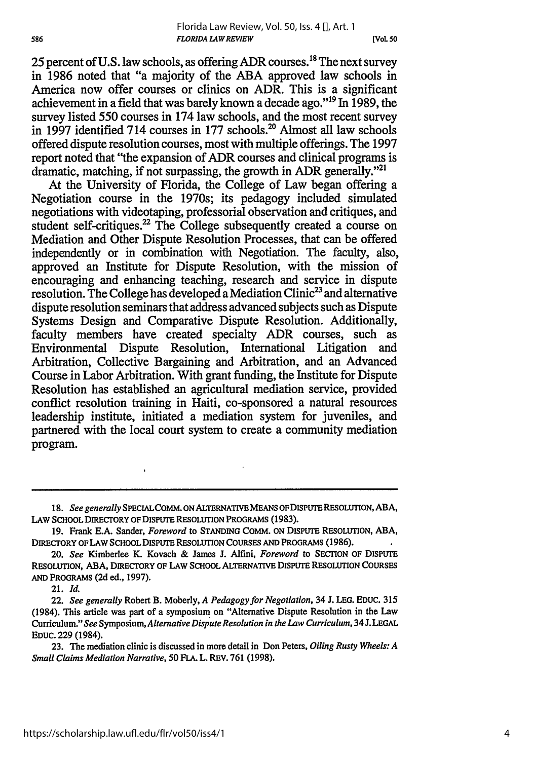25 percent of U.S. law schools, as offering ADR courses.[18] The next survey in 1986 noted that "a majority of the ABA approved law schools in America now offer courses or clinics on ADR. This is a significant achievement in a field that was barely known a decade ago."[19] In 1989, the survey listed 550 courses in 174 law schools, and the most recent survey in 1997 identified 714 courses in 177 schools.[20] Almost all law schools offered dispute resolution courses, most with multiple offerings. The 1997 report noted that "the expansion of ADR courses and clinical programs is dramatic, matching, if not surpassing, the growth in ADR generally."[21]

At the University of Florida, the College of Law began offering a Negotiation course in the 1970s; its pedagogy included simulated negotiations with videotaping, professorial observation and critiques, and student self-critiques.[22] The College subsequently created a course on Mediation and Other Dispute Resolution Processes, that can be offered independently or in combination with Negotiation. The faculty, also, approved an Institute for Dispute Resolution, with the mission of encouraging and enhancing teaching, research and service in dispute resolution. The College has developed a Mediation Clinic[23] and alternative dispute resolution seminars that address advanced subjects such as Dispute Systems Design and Comparative Dispute Resolution. Additionally, faculty members have created specialty ADR courses, such as Environmental Dispute Resolution, International Litigation and Arbitration, Collective Bargaining and Arbitration, and an Advanced Course in Labor Arbitration. With grant funding, the Institute for Dispute Resolution has established an agricultural mediation service, provided conflict resolution training in Haiti, co-sponsored a natural resources leadership institute, initiated a mediation system for juveniles, and partnered with the local court system to create a community mediation program.

---

18. *See generally* SPECIAL COMM. ON ALTERNATIVE MEANS OF DISPUTE RESOLUTION, ABA, LAW SCHOOL DIRECTORY OF DISPUTE RESOLUTION PROGRAMS (1983).

19. Frank E.A. Sander, *Foreword* to STANDING COMM. ON DISPUTE RESOLUTION, ABA, DIRECTORY OF LAW SCHOOL DISPUTE RESOLUTION COURSES AND PROGRAMS (1986).

20. *See* Kimberlee K. Kovach & James J. Alfini, *Foreword* to SECTION OF DISPUTE RESOLUTION, ABA, DIRECTORY OF LAW SCHOOL ALTERNATIVE DISPUTE RESOLUTION COURSES AND PROGRAMS (2d ed., 1997).

21. *Id.*

22. *See generally* Robert B. Moberly, *A Pedagogy for Negotiation*, 34 J. LEG. EDUC. 315 (1984). This article was part of a symposium on "Alternative Dispute Resolution in the Law Curriculum." *See* Symposium, *Alternative Dispute Resolution in the Law Curriculum*, 34 J. LEGAL EDUC. 229 (1984).

23. The mediation clinic is discussed in more detail in Don Peters, *Oiling Rusty Wheels: A Small Claims Mediation Narrative*, 50 FLA. L. REV. 761 (1998).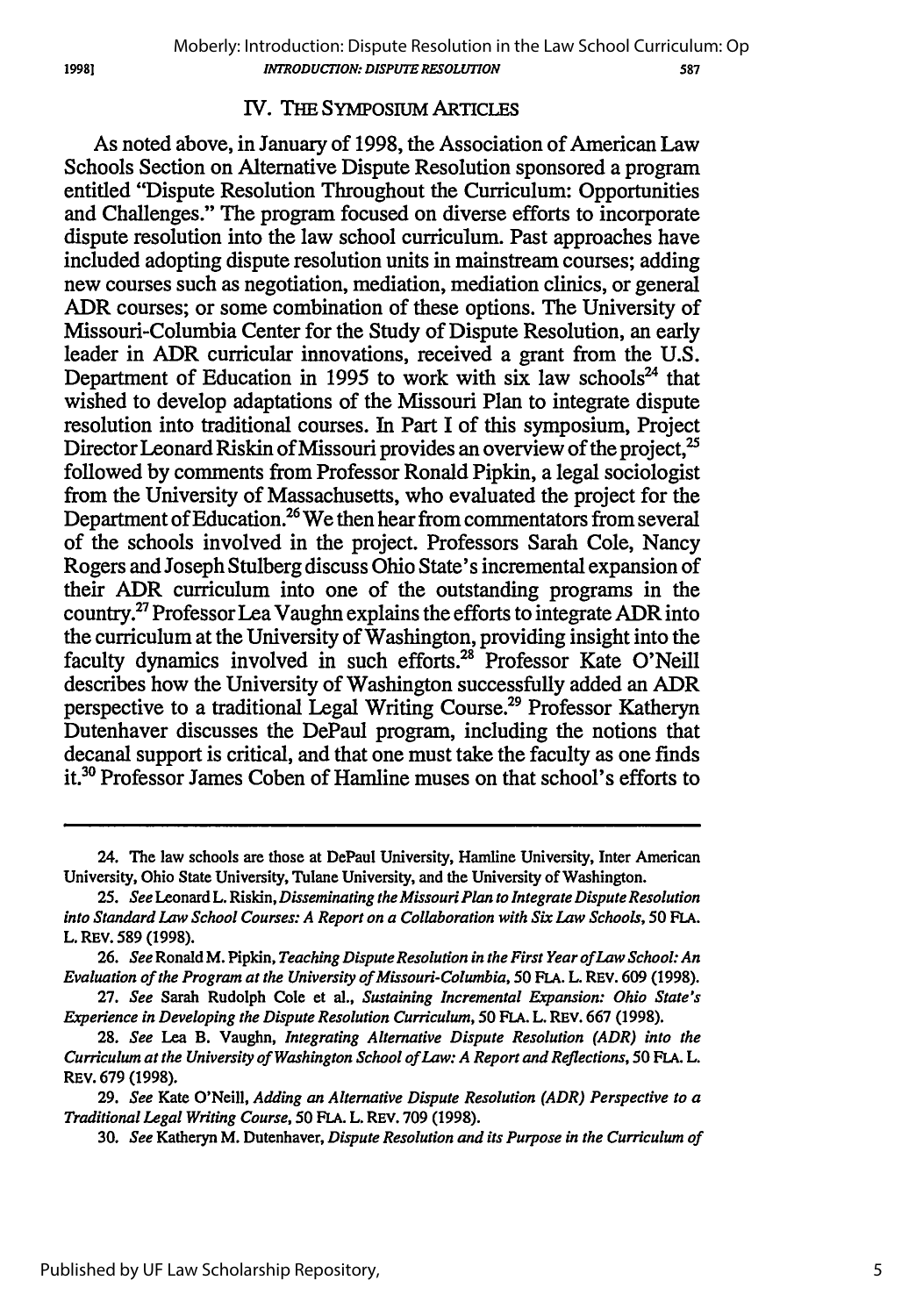## IV. THE SYMPOSIUM ARTICLES

As noted above, in January of 1998, the Association of American Law Schools Section on Alternative Dispute Resolution sponsored a program entitled "Dispute Resolution Throughout the Curriculum: Opportunities and Challenges." The program focused on diverse efforts to incorporate dispute resolution into the law school curriculum. Past approaches have included adopting dispute resolution units in mainstream courses; adding new courses such as negotiation, mediation, mediation clinics, or general ADR courses; or some combination of these options. The University of Missouri-Columbia Center for the Study of Dispute Resolution, an early leader in ADR curricular innovations, received a grant from the U.S. Department of Education in 1995 to work with six law schools[24] that wished to develop adaptations of the Missouri Plan to integrate dispute resolution into traditional courses. In Part I of this symposium, Project Director Leonard Riskin of Missouri provides an overview of the project,[25] followed by comments from Professor Ronald Pipkin, a legal sociologist from the University of Massachusetts, who evaluated the project for the Department of Education.[26] We then hear from commentators from several of the schools involved in the project. Professors Sarah Cole, Nancy Rogers and Joseph Stulberg discuss Ohio State's incremental expansion of their ADR curriculum into one of the outstanding programs in the country.[27] Professor Lea Vaughn explains the efforts to integrate ADR into the curriculum at the University of Washington, providing insight into the faculty dynamics involved in such efforts.[28] Professor Kate O'Neill describes how the University of Washington successfully added an ADR perspective to a traditional Legal Writing Course.[29] Professor Katheryn Dutenhaver discusses the DePaul program, including the notions that decanal support is critical, and that one must take the faculty as one finds it.[30] Professor James Coben of Hamline muses on that school's efforts to

---

24. The law schools are those at DePaul University, Hamline University, Inter American University, Ohio State University, Tulane University, and the University of Washington.

25. *See* Leonard L. Riskin, *Disseminating the Missouri Plan to Integrate Dispute Resolution into Standard Law School Courses: A Report on a Collaboration with Six Law Schools*, 50 FLA. L. REV. 589 (1998).

26. *See* Ronald M. Pipkin, *Teaching Dispute Resolution in the First Year of Law School: An Evaluation of the Program at the University of Missouri-Columbia*, 50 FLA. L. REV. 609 (1998).

27. *See* Sarah Rudolph Cole et al., *Sustaining Incremental Expansion: Ohio State's Experience in Developing the Dispute Resolution Curriculum*, 50 FLA. L. REV. 667 (1998).

28. *See* Lea B. Vaughn, *Integrating Alternative Dispute Resolution (ADR) into the Curriculum at the University of Washington School of Law: A Report and Reflections*, 50 FLA. L. REV. 679 (1998).

29. *See* Kate O'Neill, *Adding an Alternative Dispute Resolution (ADR) Perspective to a Traditional Legal Writing Course*, 50 FLA. L. REV. 709 (1998).

30. *See* Katheryn M. Dutenhaver, *Dispute Resolution and its Purpose in the Curriculum of*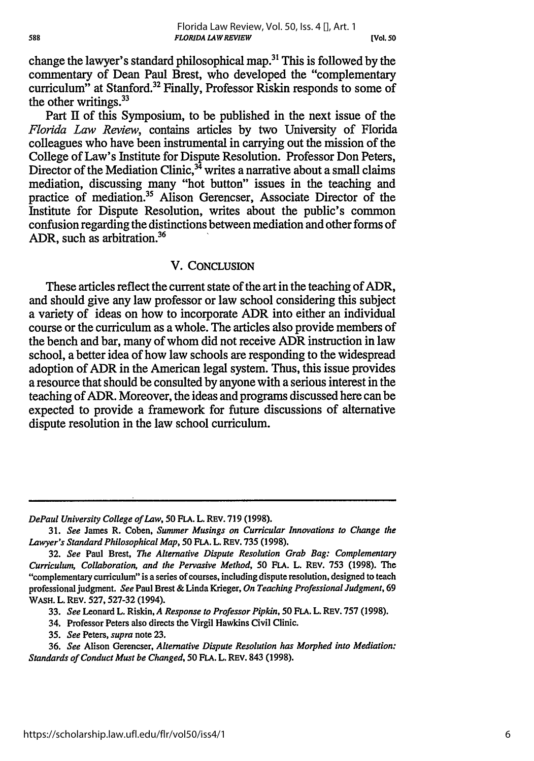change the lawyer's standard philosophical map.[31] This is followed by the commentary of Dean Paul Brest, who developed the "complementary curriculum" at Stanford.[32] Finally, Professor Riskin responds to some of the other writings.[33]

Part II of this Symposium, to be published in the next issue of the *Florida Law Review*, contains articles by two University of Florida colleagues who have been instrumental in carrying out the mission of the College of Law's Institute for Dispute Resolution. Professor Don Peters, Director of the Mediation Clinic,[34] writes a narrative about a small claims mediation, discussing many "hot button" issues in the teaching and practice of mediation.[35] Alison Gerencser, Associate Director of the Institute for Dispute Resolution, writes about the public's common confusion regarding the distinctions between mediation and other forms of ADR, such as arbitration.[36]

## V. CONCLUSION

These articles reflect the current state of the art in the teaching of ADR, and should give any law professor or law school considering this subject a variety of ideas on how to incorporate ADR into either an individual course or the curriculum as a whole. The articles also provide members of the bench and bar, many of whom did not receive ADR instruction in law school, a better idea of how law schools are responding to the widespread adoption of ADR in the American legal system. Thus, this issue provides a resource that should be consulted by anyone with a serious interest in the teaching of ADR. Moreover, the ideas and programs discussed here can be expected to provide a framework for future discussions of alternative dispute resolution in the law school curriculum.

---

*DePaul University College of Law*, 50 FLA. L. REV. 719 (1998).

31. *See* James R. Coben, *Summer Musings on Curricular Innovations to Change the Lawyer's Standard Philosophical Map*, 50 FLA. L. REV. 735 (1998).

32. *See* Paul Brest, *The Alternative Dispute Resolution Grab Bag: Complementary Curriculum, Collaboration, and the Pervasive Method*, 50 FLA. L. REV. 753 (1998). The "complementary curriculum" is a series of courses, including dispute resolution, designed to teach professional judgment. *See* Paul Brest & Linda Krieger, *On Teaching Professional Judgment*, 69 WASH. L. REV. 527, 527-32 (1994).

33. *See* Leonard L. Riskin, *A Response to Professor Pipkin*, 50 FLA. L. REV. 757 (1998).

34. Professor Peters also directs the Virgil Hawkins Civil Clinic.

35. *See* Peters, *supra* note 23.

36. *See* Alison Gerencser, *Alternative Dispute Resolution has Morphed into Mediation: Standards of Conduct Must be Changed*, 50 FLA. L. REV. 843 (1998).